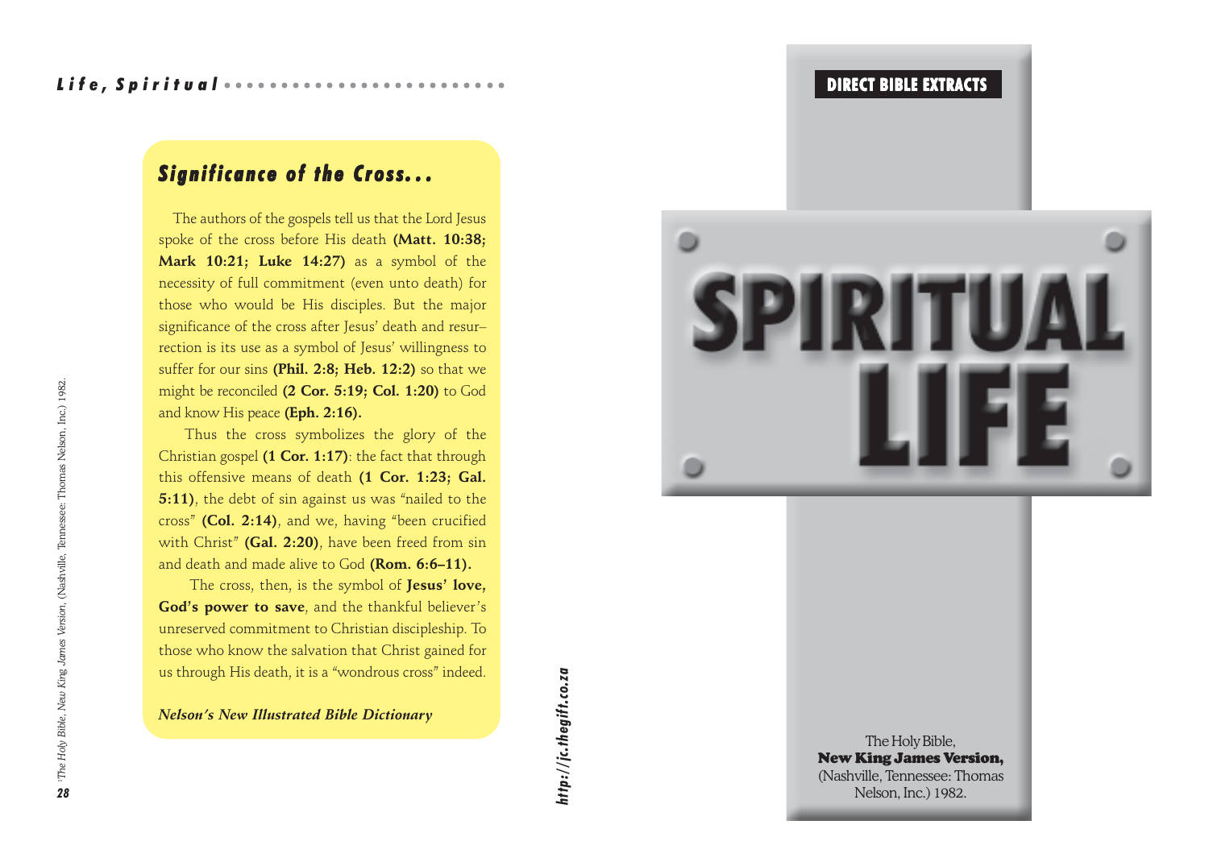## Significance of the Cross...

The authors of the gospels tell us that the Lord Jesus spoke of the cross before His death **(Matt. 10:38; Mark 10:21; Luke 14:27)** as a symbol of the necessity of full commitment (even unto death) for those who would be His disciples. But the major significance of the cross after Jesus' death and resurrection is its use as a symbol of Jesus' willingness to suffer for our sins **(Phil. 2:8; Heb. 12:2)** so that we might be reconciled **(2 Cor. 5:19; Col. 1:20)** to God and know His peace **(Eph. 2:16).**

Thus the cross symbolizes the glory of the Christian gospel **(1 Cor. 1:17)**: the fact that through this offensive means of death **(1 Cor. 1:23; Gal. 5:11)**, the debt of sin against us was "nailed to the cross" **(Col. 2:14)**, and we, having "been crucified with Christ" **(Gal. 2:20)**, have been freed from sin and death and made alive to God **(Rom. 6:6–11).**

The cross, then, is the symbol of **Jesus' love, God's power to save**, and the thankful believer's unreserved commitment to Christian discipleship. To those who know the salvation that Christ gained for us through His death, it is a "wondrous cross" indeed.

***Nelson's New Illustrated Bible Dictionary***

[1]*The Holy Bible, New King James Version*, (Nashville, Tennessee: Thomas Nelson, Inc.) 1982.

***http://jc.thegift.co.za***

**DIRECT BIBLE EXTRACTS**

# SPIRITUAL LIFE

The Holy Bible,
**New King James Version,**
(Nashville, Tennessee: Thomas Nelson, Inc.) 1982.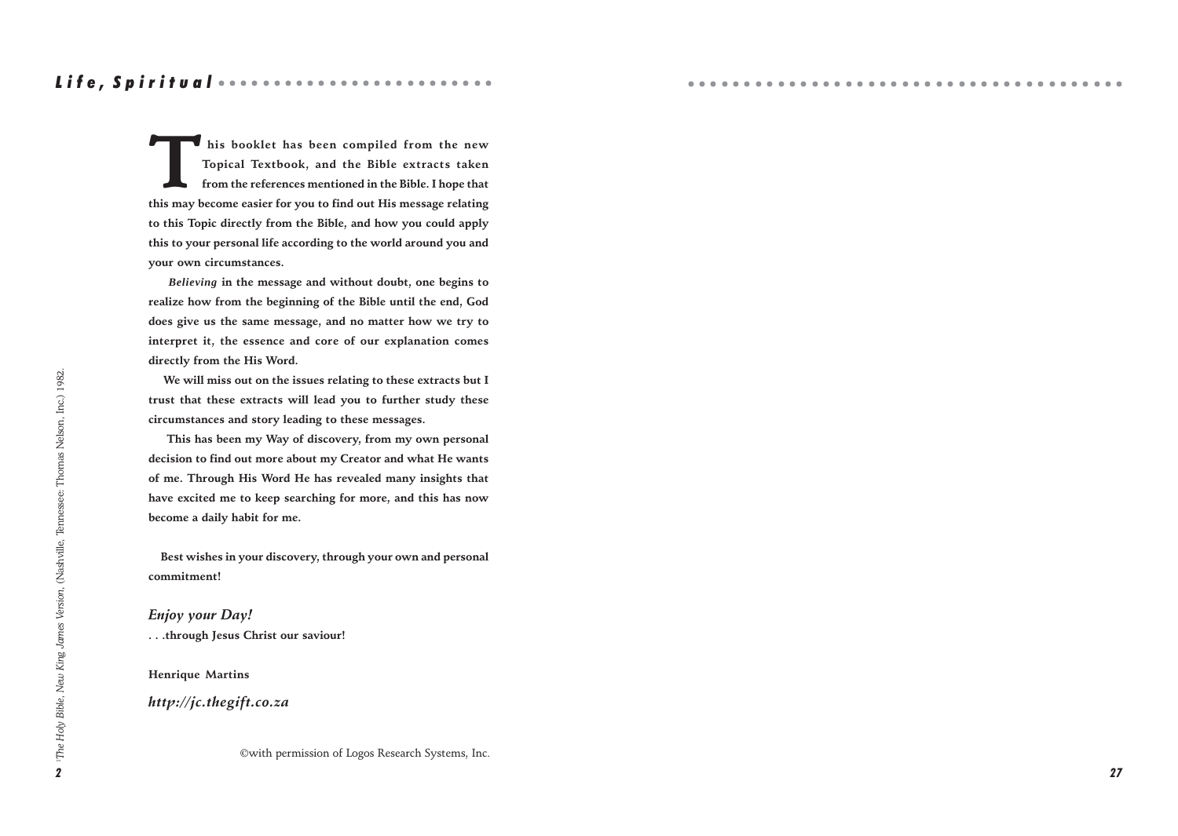This booklet has been compiled from the new Topical Textbook, and the Bible extracts taken from the references mentioned in the Bible. I hope that this may become easier for you to find out His message relating to this Topic directly from the Bible, and how you could apply this to your personal life according to the world around you and your own circumstances.

*Believing* in the message and without doubt, one begins to realize how from the beginning of the Bible until the end, God does give us the same message, and no matter how we try to interpret it, the essence and core of our explanation comes directly from the His Word.

We will miss out on the issues relating to these extracts but I trust that these extracts will lead you to further study these circumstances and story leading to these messages.

This has been my Way of discovery, from my own personal decision to find out more about my Creator and what He wants of me. Through His Word He has revealed many insights that have excited me to keep searching for more, and this has now become a daily habit for me.

Best wishes in your discovery, through your own and personal commitment!

*Enjoy your Day!*

**. . .through Jesus Christ our saviour!**

**Henrique Martins**

***http://jc.thegift.co.za***

©with permission of Logos Research Systems, Inc.

[1]*The Holy Bible, New King James Version*, (Nashville, Tennessee: Thomas Nelson, Inc.) 1982.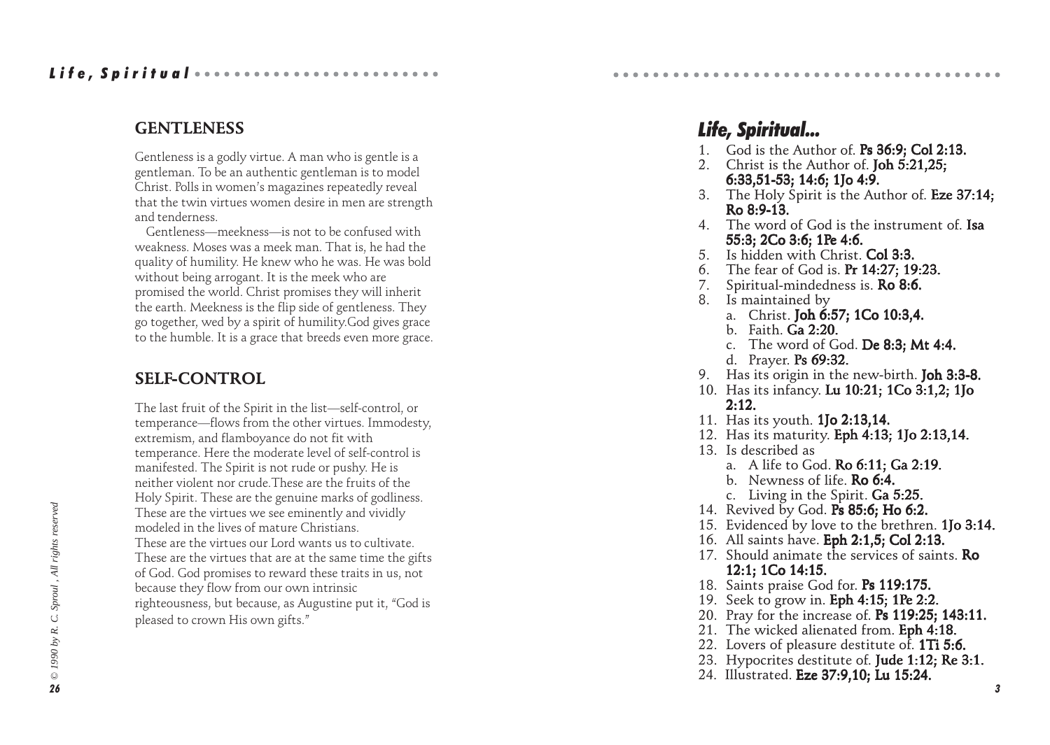## GENTLENESS

Gentleness is a godly virtue. A man who is gentle is a gentleman. To be an authentic gentleman is to model Christ. Polls in women's magazines repeatedly reveal that the twin virtues women desire in men are strength and tenderness.

Gentleness—meekness—is not to be confused with weakness. Moses was a meek man. That is, he had the quality of humility. He knew who he was. He was bold without being arrogant. It is the meek who are promised the world. Christ promises they will inherit the earth. Meekness is the flip side of gentleness. They go together, wed by a spirit of humility.God gives grace to the humble. It is a grace that breeds even more grace.

## SELF-CONTROL

The last fruit of the Spirit in the list—self-control, or temperance—flows from the other virtues. Immodesty, extremism, and flamboyance do not fit with temperance. Here the moderate level of self-control is manifested. The Spirit is not rude or pushy. He is neither violent nor crude.These are the fruits of the Holy Spirit. These are the genuine marks of godliness. These are the virtues we see eminently and vividly modeled in the lives of mature Christians.
These are the virtues our Lord wants us to cultivate. These are the virtues that are at the same time the gifts of God. God promises to reward these traits in us, not because they flow from our own intrinsic righteousness, but because, as Augustine put it, "God is pleased to crown His own gifts."

*© 1990 by R. C. Sproul , All rights reserved*

## *Life, Spiritual...*

1. God is the Author of. **Ps 36:9; Col 2:13.**
2. Christ is the Author of. **Joh 5:21,25; 6:33,51-53; 14:6; 1Jo 4:9.**
3. The Holy Spirit is the Author of. **Eze 37:14; Ro 8:9-13.**
4. The word of God is the instrument of. **Isa 55:3; 2Co 3:6; 1Pe 4:6.**
5. Is hidden with Christ. **Col 3:3.**
6. The fear of God is. **Pr 14:27; 19:23.**
7. Spiritual-mindedness is. **Ro 8:6.**
8. Is maintained by
   a. Christ. **Joh 6:57; 1Co 10:3,4.**
   b. Faith. **Ga 2:20.**
   c. The word of God. **De 8:3; Mt 4:4.**
   d. Prayer. **Ps 69:32.**
9. Has its origin in the new-birth. **Joh 3:3-8.**
10. Has its infancy. **Lu 10:21; 1Co 3:1,2; 1Jo 2:12.**
11. Has its youth. **1Jo 2:13,14.**
12. Has its maturity. **Eph 4:13; 1Jo 2:13,14.**
13. Is described as
    a. A life to God. **Ro 6:11; Ga 2:19.**
    b. Newness of life. **Ro 6:4.**
    c. Living in the Spirit. **Ga 5:25.**
14. Revived by God. **Ps 85:6; Ho 6:2.**
15. Evidenced by love to the brethren. **1Jo 3:14.**
16. All saints have. **Eph 2:1,5; Col 2:13.**
17. Should animate the services of saints. **Ro 12:1; 1Co 14:15.**
18. Saints praise God for. **Ps 119:175.**
19. Seek to grow in. **Eph 4:15; 1Pe 2:2.**
20. Pray for the increase of. **Ps 119:25; 143:11.**
21. The wicked alienated from. **Eph 4:18.**
22. Lovers of pleasure destitute of. **1Ti 5:6.**
23. Hypocrites destitute of. **Jude 1:12; Re 3:1.**
24. Illustrated. **Eze 37:9,10; Lu 15:24.**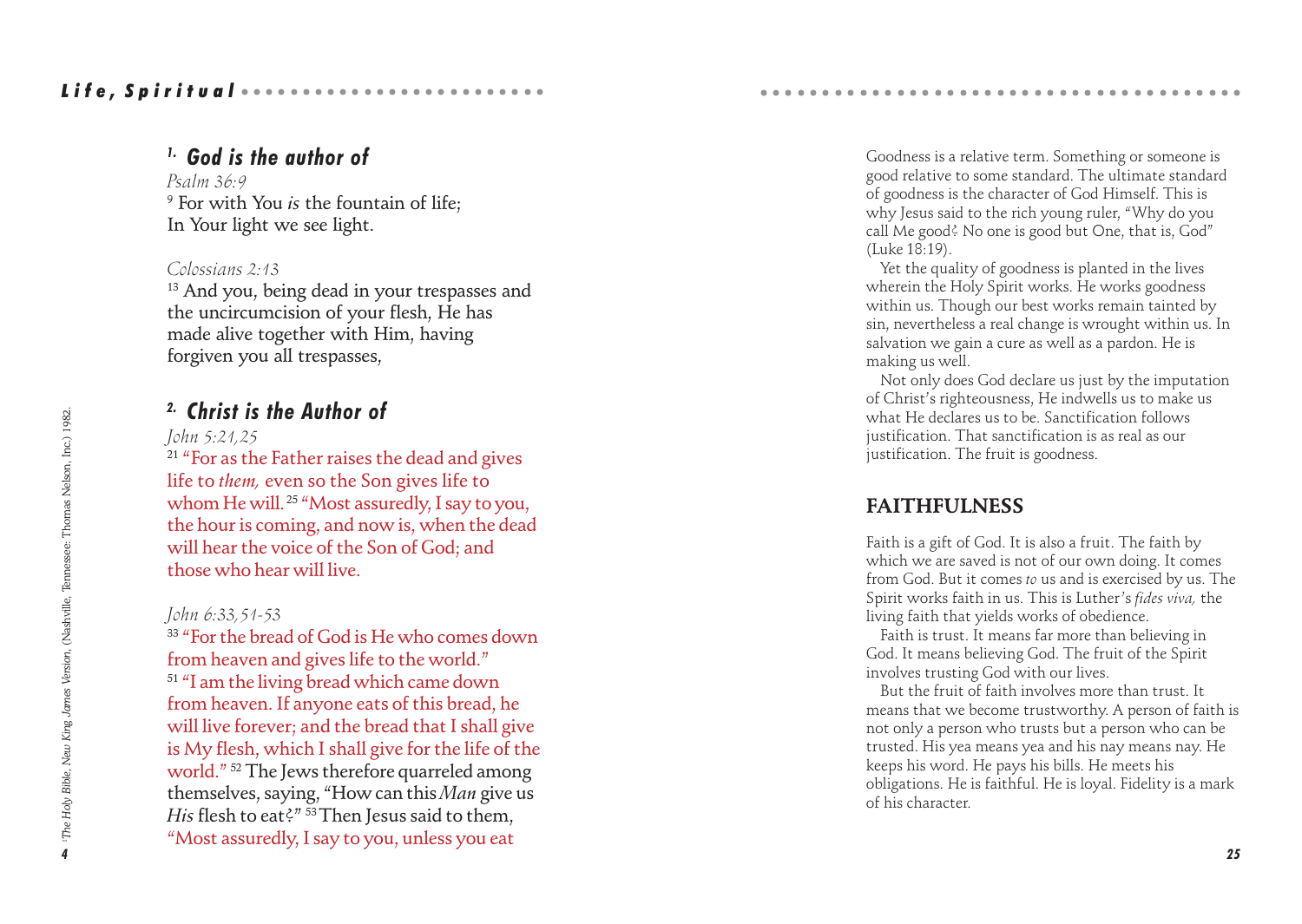### 1. God is the author of

*Psalm 36:9*

[9] For with You *is* the fountain of life;
In Your light we see light.

*Colossians 2:13*

[13] And you, being dead in your trespasses and the uncircumcision of your flesh, He has made alive together with Him, having forgiven you all trespasses,

### 2. Christ is the Author of

*John 5:21,25*

[21] "For as the Father raises the dead and gives life to *them,* even so the Son gives life to whom He will. [25] "Most assuredly, I say to you, the hour is coming, and now is, when the dead will hear the voice of the Son of God; and those who hear will live.

*John 6:33,51-53*

[33] "For the bread of God is He who comes down from heaven and gives life to the world."
[51] "I am the living bread which came down from heaven. If anyone eats of this bread, he will live forever; and the bread that I shall give is My flesh, which I shall give for the life of the world." [52] The Jews therefore quarreled among themselves, saying, "How can this *Man* give us *His* flesh to eat?" [53] Then Jesus said to them, "Most assuredly, I say to you, unless you eat

[1]*The Holy Bible, New King James Version*, (Nashville, Tennessee: Thomas Nelson, Inc.) 1982.

Goodness is a relative term. Something or someone is good relative to some standard. The ultimate standard of goodness is the character of God Himself. This is why Jesus said to the rich young ruler, "Why do you call Me good? No one is good but One, that is, God" (Luke 18:19).

Yet the quality of goodness is planted in the lives wherein the Holy Spirit works. He works goodness within us. Though our best works remain tainted by sin, nevertheless a real change is wrought within us. In salvation we gain a cure as well as a pardon. He is making us well.

Not only does God declare us just by the imputation of Christ's righteousness, He indwells us to make us what He declares us to be. Sanctification follows justification. That sanctification is as real as our justification. The fruit is goodness.

## FAITHFULNESS

Faith is a gift of God. It is also a fruit. The faith by which we are saved is not of our own doing. It comes from God. But it comes *to* us and is exercised by us. The Spirit works faith in us. This is Luther's *fides viva,* the living faith that yields works of obedience.

Faith is trust. It means far more than believing in God. It means believing God. The fruit of the Spirit involves trusting God with our lives.

But the fruit of faith involves more than trust. It means that we become trustworthy. A person of faith is not only a person who trusts but a person who can be trusted. His yea means yea and his nay means nay. He keeps his word. He pays his bills. He meets his obligations. He is faithful. He is loyal. Fidelity is a mark of his character.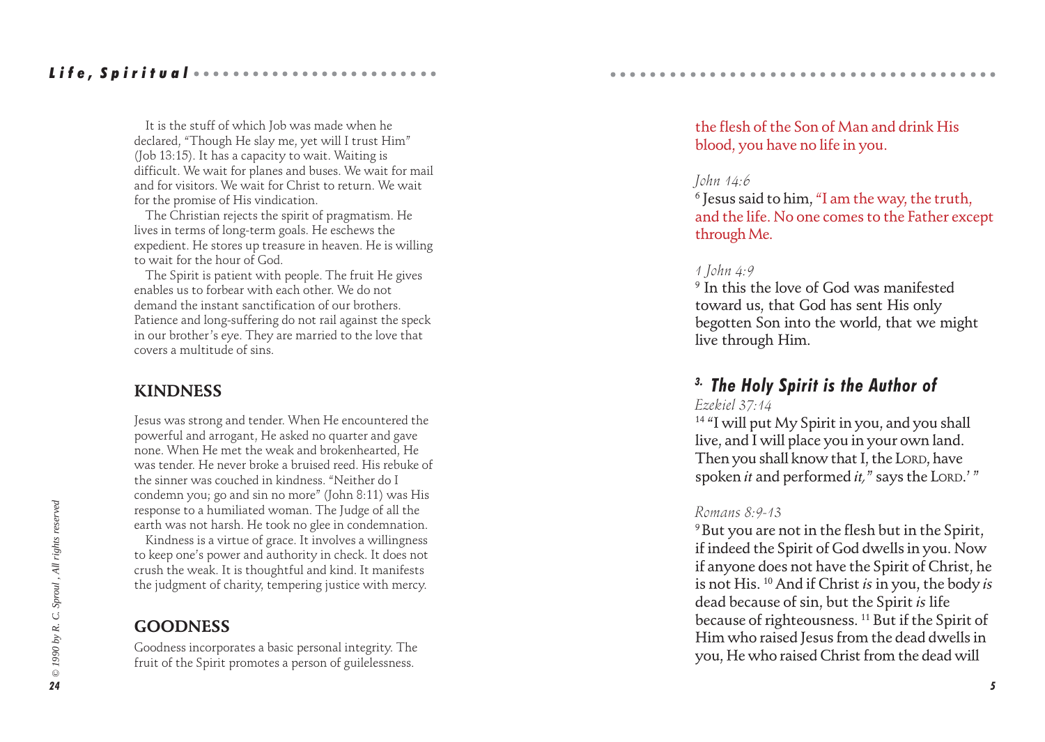It is the stuff of which Job was made when he declared, "Though He slay me, yet will I trust Him" (Job 13:15). It has a capacity to wait. Waiting is difficult. We wait for planes and buses. We wait for mail and for visitors. We wait for Christ to return. We wait for the promise of His vindication.

The Christian rejects the spirit of pragmatism. He lives in terms of long-term goals. He eschews the expedient. He stores up treasure in heaven. He is willing to wait for the hour of God.

The Spirit is patient with people. The fruit He gives enables us to forbear with each other. We do not demand the instant sanctification of our brothers. Patience and long-suffering do not rail against the speck in our brother's eye. They are married to the love that covers a multitude of sins.

## KINDNESS

Jesus was strong and tender. When He encountered the powerful and arrogant, He asked no quarter and gave none. When He met the weak and brokenhearted, He was tender. He never broke a bruised reed. His rebuke of the sinner was couched in kindness. "Neither do I condemn you; go and sin no more" (John 8:11) was His response to a humiliated woman. The Judge of all the earth was not harsh. He took no glee in condemnation.

Kindness is a virtue of grace. It involves a willingness to keep one's power and authority in check. It does not crush the weak. It is thoughtful and kind. It manifests the judgment of charity, tempering justice with mercy.

## GOODNESS

Goodness incorporates a basic personal integrity. The fruit of the Spirit promotes a person of guilelessness.

© 1990 by R. C. Sproul , All rights reserved

the flesh of the Son of Man and drink His blood, you have no life in you.

*John 14:6*

[6] Jesus said to him, "I am the way, the truth, and the life. No one comes to the Father except through Me.

*1 John 4:9*

[9] In this the love of God was manifested toward us, that God has sent His only begotten Son into the world, that we might live through Him.

### 3. *The Holy Spirit is the Author of*

*Ezekiel 37:14*

[14] "I will put My Spirit in you, and you shall live, and I will place you in your own land. Then you shall know that I, the LORD, have spoken *it* and performed *it,"* says the LORD.' "

*Romans 8:9-13*

[9] But you are not in the flesh but in the Spirit, if indeed the Spirit of God dwells in you. Now if anyone does not have the Spirit of Christ, he is not His. [10] And if Christ *is* in you, the body *is* dead because of sin, but the Spirit *is* life because of righteousness. [11] But if the Spirit of Him who raised Jesus from the dead dwells in you, He who raised Christ from the dead will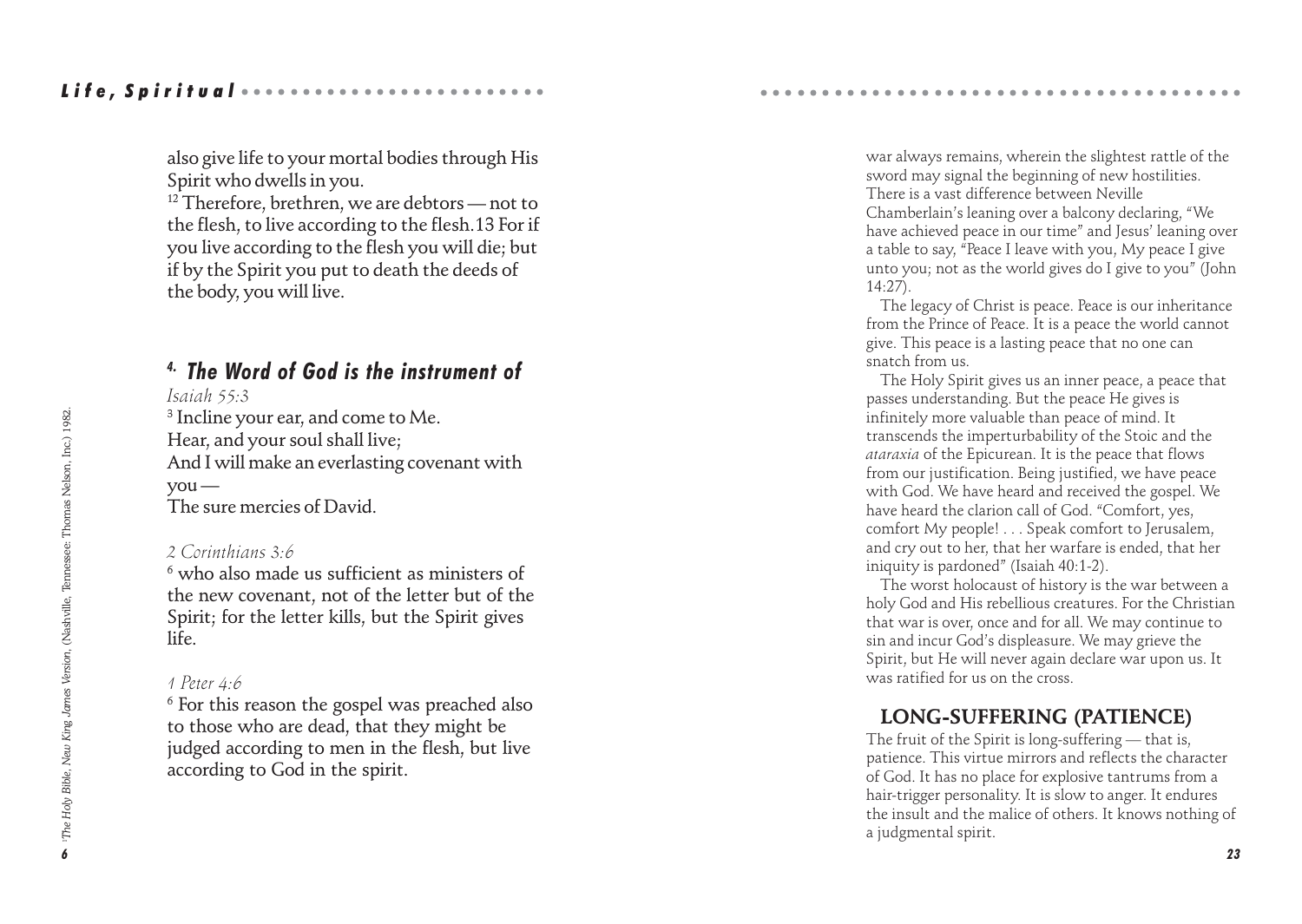also give life to your mortal bodies through His Spirit who dwells in you.

[12] Therefore, brethren, we are debtors — not to the flesh, to live according to the flesh.13 For if you live according to the flesh you will die; but if by the Spirit you put to death the deeds of the body, you will live.

### 4. The Word of God is the instrument of

*Isaiah 55:3*

[3] Incline your ear, and come to Me.
Hear, and your soul shall live;
And I will make an everlasting covenant with you —
The sure mercies of David.

*2 Corinthians 3:6*

[6] who also made us sufficient as ministers of the new covenant, not of the letter but of the Spirit; for the letter kills, but the Spirit gives life.

*1 Peter 4:6*

[6] For this reason the gospel was preached also to those who are dead, that they might be judged according to men in the flesh, but live according to God in the spirit.

[1]*The Holy Bible, New King James Version*, (Nashville, Tennessee: Thomas Nelson, Inc.) 1982.

war always remains, wherein the slightest rattle of the sword may signal the beginning of new hostilities. There is a vast difference between Neville Chamberlain's leaning over a balcony declaring, "We have achieved peace in our time" and Jesus' leaning over a table to say, "Peace I leave with you, My peace I give unto you; not as the world gives do I give to you" (John 14:27).

The legacy of Christ is peace. Peace is our inheritance from the Prince of Peace. It is a peace the world cannot give. This peace is a lasting peace that no one can snatch from us.

The Holy Spirit gives us an inner peace, a peace that passes understanding. But the peace He gives is infinitely more valuable than peace of mind. It transcends the imperturbability of the Stoic and the *ataraxia* of the Epicurean. It is the peace that flows from our justification. Being justified, we have peace with God. We have heard and received the gospel. We have heard the clarion call of God. "Comfort, yes, comfort My people! . . . Speak comfort to Jerusalem, and cry out to her, that her warfare is ended, that her iniquity is pardoned" (Isaiah 40:1-2).

The worst holocaust of history is the war between a holy God and His rebellious creatures. For the Christian that war is over, once and for all. We may continue to sin and incur God's displeasure. We may grieve the Spirit, but He will never again declare war upon us. It was ratified for us on the cross.

## LONG-SUFFERING (PATIENCE)

The fruit of the Spirit is long-suffering — that is, patience. This virtue mirrors and reflects the character of God. It has no place for explosive tantrums from a hair-trigger personality. It is slow to anger. It endures the insult and the malice of others. It knows nothing of a judgmental spirit.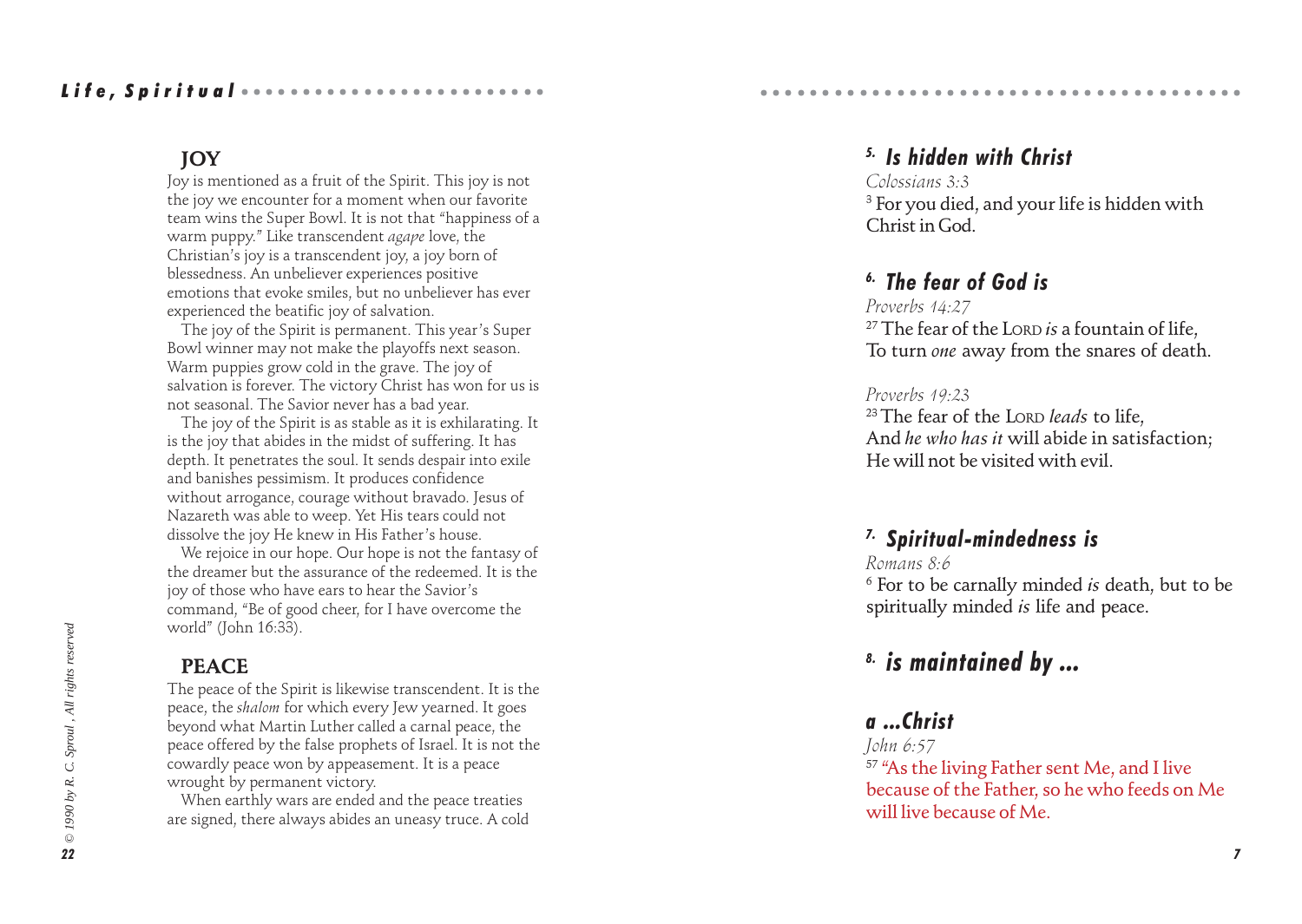## JOY

Joy is mentioned as a fruit of the Spirit. This joy is not the joy we encounter for a moment when our favorite team wins the Super Bowl. It is not that "happiness of a warm puppy." Like transcendent *agape* love, the Christian's joy is a transcendent joy, a joy born of blessedness. An unbeliever experiences positive emotions that evoke smiles, but no unbeliever has ever experienced the beatific joy of salvation.

The joy of the Spirit is permanent. This year's Super Bowl winner may not make the playoffs next season. Warm puppies grow cold in the grave. The joy of salvation is forever. The victory Christ has won for us is not seasonal. The Savior never has a bad year.

The joy of the Spirit is as stable as it is exhilarating. It is the joy that abides in the midst of suffering. It has depth. It penetrates the soul. It sends despair into exile and banishes pessimism. It produces confidence without arrogance, courage without bravado. Jesus of Nazareth was able to weep. Yet His tears could not dissolve the joy He knew in His Father's house.

We rejoice in our hope. Our hope is not the fantasy of the dreamer but the assurance of the redeemed. It is the joy of those who have ears to hear the Savior's command, "Be of good cheer, for I have overcome the world" (John 16:33).

## PEACE

The peace of the Spirit is likewise transcendent. It is the peace, the *shalom* for which every Jew yearned. It goes beyond what Martin Luther called a carnal peace, the peace offered by the false prophets of Israel. It is not the cowardly peace won by appeasement. It is a peace wrought by permanent victory.

When earthly wars are ended and the peace treaties are signed, there always abides an uneasy truce. A cold

*© 1990 by R. C. Sproul , All rights reserved*

### 5. Is hidden with Christ

*Colossians 3:3*

[3] For you died, and your life is hidden with Christ in God.

### 6. The fear of God is

*Proverbs 14:27*

[27] The fear of the LORD *is* a fountain of life,
To turn *one* away from the snares of death.

*Proverbs 19:23*

[23] The fear of the LORD *leads* to life,
And *he who has it* will abide in satisfaction;
He will not be visited with evil.

### 7. Spiritual-mindedness is

*Romans 8:6*

[6] For to be carnally minded *is* death, but to be spiritually minded *is* life and peace.

### 8. is maintained by ...

#### a ...Christ

*John 6:57*

[57] "As the living Father sent Me, and I live because of the Father, so he who feeds on Me will live because of Me.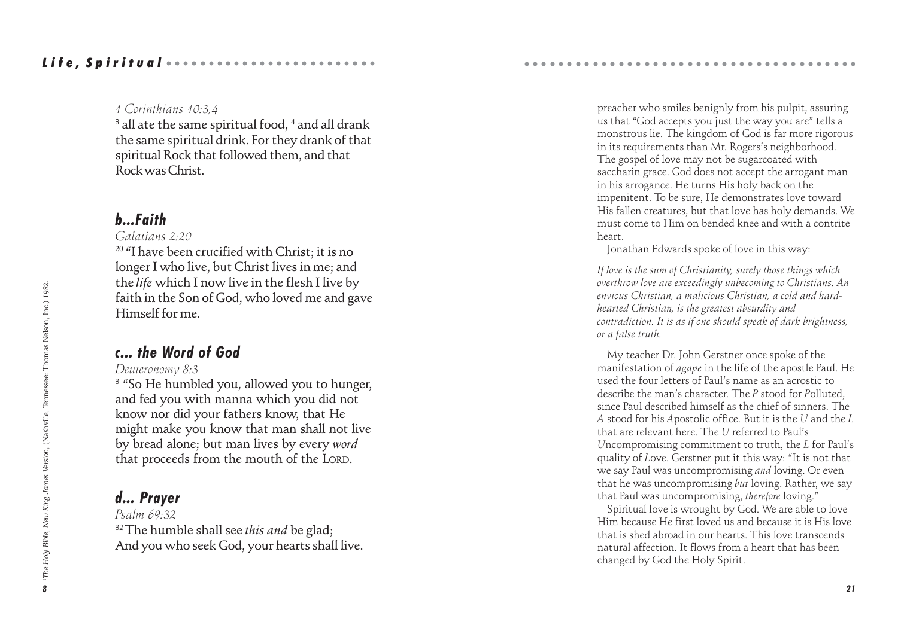*1 Corinthians 10:3,4*

[3] all ate the same spiritual food, [4] and all drank the same spiritual drink. For they drank of that spiritual Rock that followed them, and that Rock was Christ.

## b...Faith

*Galatians 2:20*

[20] "I have been crucified with Christ; it is no longer I who live, but Christ lives in me; and the *life* which I now live in the flesh I live by faith in the Son of God, who loved me and gave Himself for me.

## c... the Word of God

*Deuteronomy 8:3*

[3] "So He humbled you, allowed you to hunger, and fed you with manna which you did not know nor did your fathers know, that He might make you know that man shall not live by bread alone; but man lives by every *word* that proceeds from the mouth of the LORD.

## d... Prayer

*Psalm 69:32*

[32] The humble shall see *this and* be glad;
And you who seek God, your hearts shall live.

[1]*The Holy Bible, New King James Version*, (Nashville, Tennessee: Thomas Nelson, Inc.) 1982.

preacher who smiles benignly from his pulpit, assuring us that "God accepts you just the way you are" tells a monstrous lie. The kingdom of God is far more rigorous in its requirements than Mr. Rogers's neighborhood. The gospel of love may not be sugarcoated with saccharin grace. God does not accept the arrogant man in his arrogance. He turns His holy back on the impenitent. To be sure, He demonstrates love toward His fallen creatures, but that love has holy demands. We must come to Him on bended knee and with a contrite heart.

Jonathan Edwards spoke of love in this way:

*If love is the sum of Christianity, surely those things which overthrow love are exceedingly unbecoming to Christians. An envious Christian, a malicious Christian, a cold and hard-hearted Christian, is the greatest absurdity and contradiction. It is as if one should speak of dark brightness, or a false truth.*

My teacher Dr. John Gerstner once spoke of the manifestation of *agape* in the life of the apostle Paul. He used the four letters of Paul's name as an acrostic to describe the man's character. The *P* stood for *P*olluted, since Paul described himself as the chief of sinners. The *A* stood for his *A*postolic office. But it is the *U* and the *L* that are relevant here. The *U* referred to Paul's *U*ncompromising commitment to truth, the *L* for Paul's quality of *L*ove. Gerstner put it this way: "It is not that we say Paul was uncompromising *and* loving. Or even that he was uncompromising *but* loving. Rather, we say that Paul was uncompromising, *therefore* loving."

Spiritual love is wrought by God. We are able to love Him because He first loved us and because it is His love that is shed abroad in our hearts. This love transcends natural affection. It flows from a heart that has been changed by God the Holy Spirit.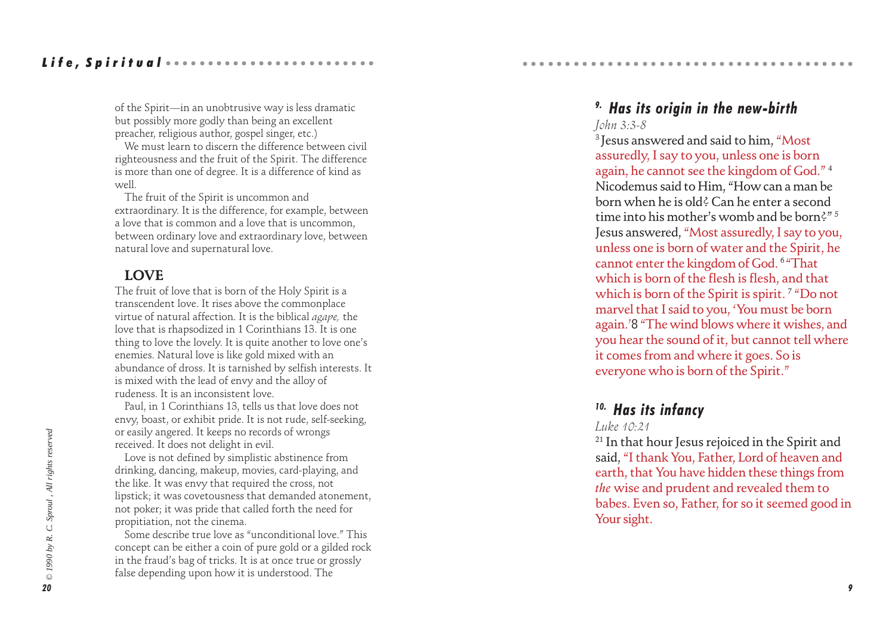of the Spirit—in an unobtrusive way is less dramatic but possibly more godly than being an excellent preacher, religious author, gospel singer, etc.)

We must learn to discern the difference between civil righteousness and the fruit of the Spirit. The difference is more than one of degree. It is a difference of kind as well.

The fruit of the Spirit is uncommon and extraordinary. It is the difference, for example, between a love that is common and a love that is uncommon, between ordinary love and extraordinary love, between natural love and supernatural love.

## LOVE

The fruit of love that is born of the Holy Spirit is a transcendent love. It rises above the commonplace virtue of natural affection. It is the biblical *agape,* the love that is rhapsodized in 1 Corinthians 13. It is one thing to love the lovely. It is quite another to love one's enemies. Natural love is like gold mixed with an abundance of dross. It is tarnished by selfish interests. It is mixed with the lead of envy and the alloy of rudeness. It is an inconsistent love.

Paul, in 1 Corinthians 13, tells us that love does not envy, boast, or exhibit pride. It is not rude, self-seeking, or easily angered. It keeps no records of wrongs received. It does not delight in evil.

Love is not defined by simplistic abstinence from drinking, dancing, makeup, movies, card-playing, and the like. It was envy that required the cross, not lipstick; it was covetousness that demanded atonement, not poker; it was pride that called forth the need for propitiation, not the cinema.

Some describe true love as "unconditional love." This concept can be either a coin of pure gold or a gilded rock in the fraud's bag of tricks. It is at once true or grossly false depending upon how it is understood. The

### 9. Has its origin in the new-birth

*John 3:3-8*

[3] Jesus answered and said to him, "Most assuredly, I say to you, unless one is born again, he cannot see the kingdom of God." [4] Nicodemus said to Him, "How can a man be born when he is old? Can he enter a second time into his mother's womb and be born?" [5] Jesus answered, "Most assuredly, I say to you, unless one is born of water and the Spirit, he cannot enter the kingdom of God. [6] "That which is born of the flesh is flesh, and that which is born of the Spirit is spirit. [7] "Do not marvel that I said to you, 'You must be born again.' 8 "The wind blows where it wishes, and you hear the sound of it, but cannot tell where it comes from and where it goes. So is everyone who is born of the Spirit."

### 10. Has its infancy

*Luke 10:21*

[21] In that hour Jesus rejoiced in the Spirit and said, "I thank You, Father, Lord of heaven and earth, that You have hidden these things from *the* wise and prudent and revealed them to babes. Even so, Father, for so it seemed good in Your sight.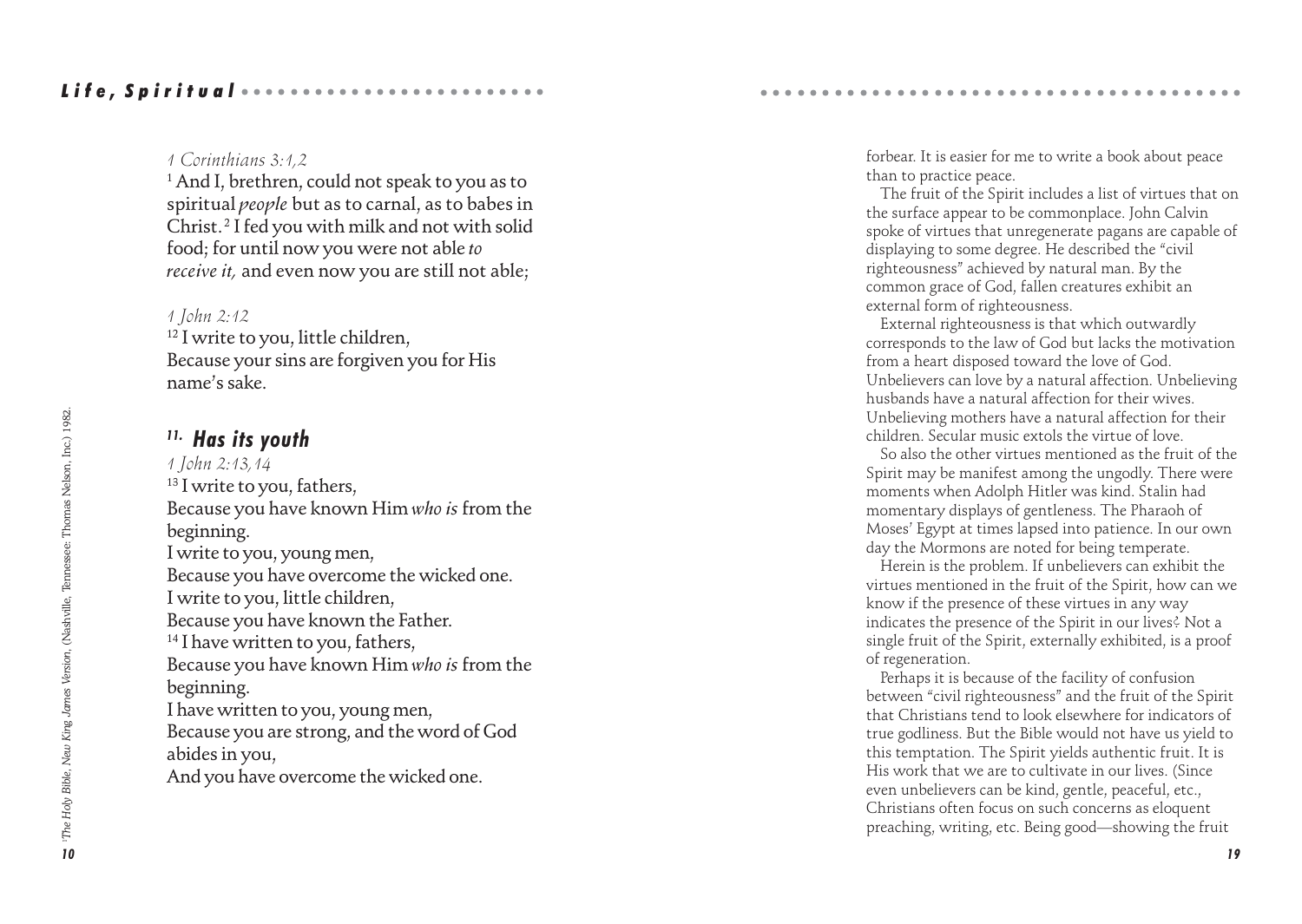*1 Corinthians 3:1,2*

[1] And I, brethren, could not speak to you as to spiritual *people* but as to carnal, as to babes in Christ. [2] I fed you with milk and not with solid food; for until now you were not able *to receive it,* and even now you are still not able;

*1 John 2:12*

[12] I write to you, little children,
Because your sins are forgiven you for His name's sake.

## 11. Has its youth

*1 John 2:13,14*

[13] I write to you, fathers,
Because you have known Him *who is* from the beginning.
I write to you, young men,
Because you have overcome the wicked one.
I write to you, little children,
Because you have known the Father.
[14] I have written to you, fathers,
Because you have known Him *who is* from the beginning.
I have written to you, young men,
Because you are strong, and the word of God abides in you,
And you have overcome the wicked one.

[1]*The Holy Bible, New King James Version*, (Nashville, Tennessee: Thomas Nelson, Inc.) 1982.

forbear. It is easier for me to write a book about peace than to practice peace.

The fruit of the Spirit includes a list of virtues that on the surface appear to be commonplace. John Calvin spoke of virtues that unregenerate pagans are capable of displaying to some degree. He described the "civil righteousness" achieved by natural man. By the common grace of God, fallen creatures exhibit an external form of righteousness.

External righteousness is that which outwardly corresponds to the law of God but lacks the motivation from a heart disposed toward the love of God. Unbelievers can love by a natural affection. Unbelieving husbands have a natural affection for their wives. Unbelieving mothers have a natural affection for their children. Secular music extols the virtue of love.

So also the other virtues mentioned as the fruit of the Spirit may be manifest among the ungodly. There were moments when Adolph Hitler was kind. Stalin had momentary displays of gentleness. The Pharaoh of Moses' Egypt at times lapsed into patience. In our own day the Mormons are noted for being temperate.

Herein is the problem. If unbelievers can exhibit the virtues mentioned in the fruit of the Spirit, how can we know if the presence of these virtues in any way indicates the presence of the Spirit in our lives? Not a single fruit of the Spirit, externally exhibited, is a proof of regeneration.

Perhaps it is because of the facility of confusion between "civil righteousness" and the fruit of the Spirit that Christians tend to look elsewhere for indicators of true godliness. But the Bible would not have us yield to this temptation. The Spirit yields authentic fruit. It is His work that we are to cultivate in our lives. (Since even unbelievers can be kind, gentle, peaceful, etc., Christians often focus on such concerns as eloquent preaching, writing, etc. Being good—showing the fruit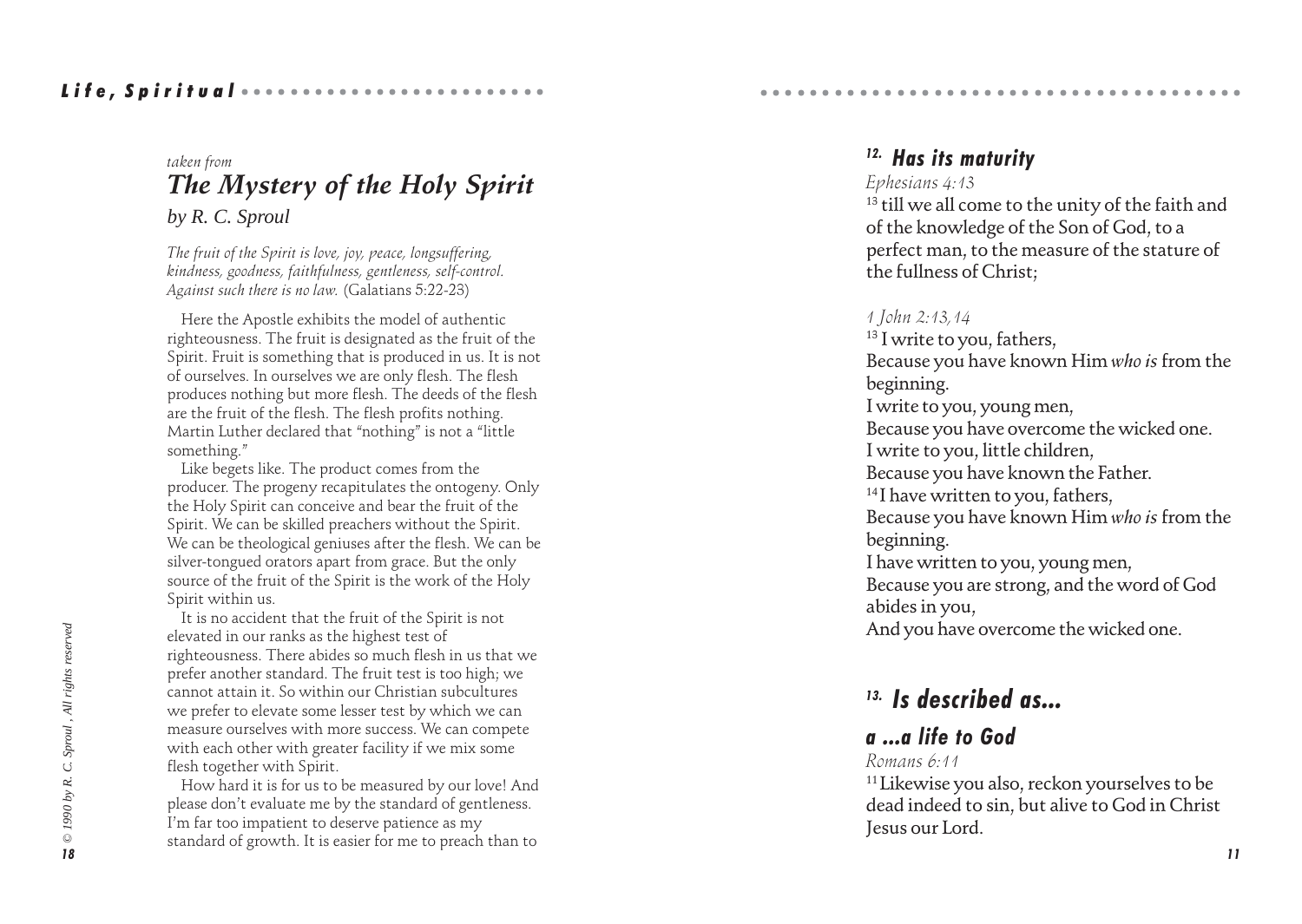*taken from*

## *The Mystery of the Holy Spirit*

*by R. C. Sproul*

*The fruit of the Spirit is love, joy, peace, longsuffering, kindness, goodness, faithfulness, gentleness, self-control. Against such there is no law.* (Galatians 5:22-23)

Here the Apostle exhibits the model of authentic righteousness. The fruit is designated as the fruit of the Spirit. Fruit is something that is produced in us. It is not of ourselves. In ourselves we are only flesh. The flesh produces nothing but more flesh. The deeds of the flesh are the fruit of the flesh. The flesh profits nothing. Martin Luther declared that "nothing" is not a "little something."

Like begets like. The product comes from the producer. The progeny recapitulates the ontogeny. Only the Holy Spirit can conceive and bear the fruit of the Spirit. We can be skilled preachers without the Spirit. We can be theological geniuses after the flesh. We can be silver-tongued orators apart from grace. But the only source of the fruit of the Spirit is the work of the Holy Spirit within us.

It is no accident that the fruit of the Spirit is not elevated in our ranks as the highest test of righteousness. There abides so much flesh in us that we prefer another standard. The fruit test is too high; we cannot attain it. So within our Christian subcultures we prefer to elevate some lesser test by which we can measure ourselves with more success. We can compete with each other with greater facility if we mix some flesh together with Spirit.

How hard it is for us to be measured by our love! And please don't evaluate me by the standard of gentleness. I'm far too impatient to deserve patience as my standard of growth. It is easier for me to preach than to

*© 1990 by R. C. Sproul , All rights reserved*

## 12. Has its maturity

*Ephesians 4:13*

[13] till we all come to the unity of the faith and of the knowledge of the Son of God, to a perfect man, to the measure of the stature of the fullness of Christ;

*1 John 2:13,14*

[13] I write to you, fathers,
Because you have known Him *who is* from the beginning.
I write to you, young men,
Because you have overcome the wicked one.
I write to you, little children,
Because you have known the Father.
[14] I have written to you, fathers,
Because you have known Him *who is* from the beginning.
I have written to you, young men,
Because you are strong, and the word of God abides in you,
And you have overcome the wicked one.

## 13. Is described as...

### a ...a life to God

*Romans 6:11*

[11] Likewise you also, reckon yourselves to be dead indeed to sin, but alive to God in Christ Jesus our Lord.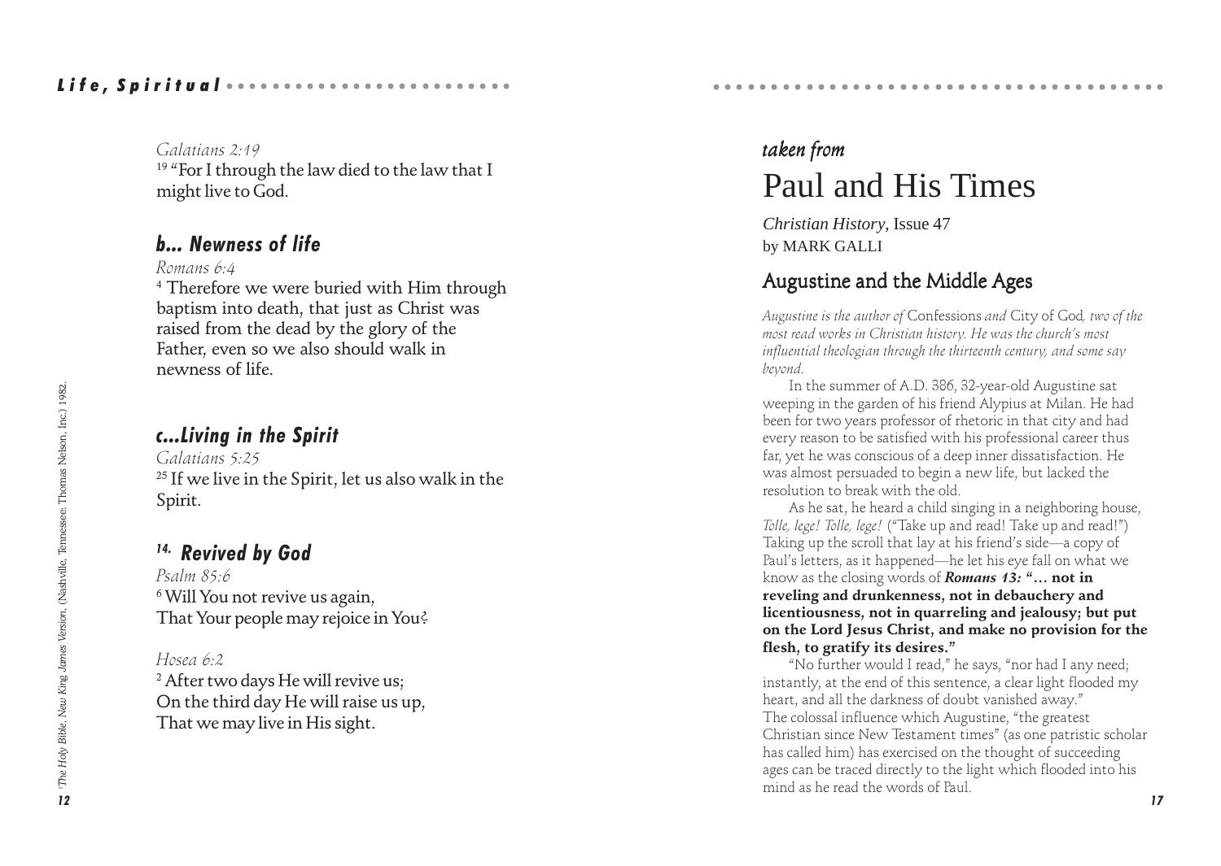*Galatians 2:19*
[19] "For I through the law died to the law that I might live to God.

### *b... Newness of life*

*Romans 6:4*
[4] Therefore we were buried with Him through baptism into death, that just as Christ was raised from the dead by the glory of the Father, even so we also should walk in newness of life.

### *c...Living in the Spirit*

*Galatians 5:25*
[25] If we live in the Spirit, let us also walk in the Spirit.

### *14. Revived by God*

*Psalm 85:6*
[6] Will You not revive us again,
That Your people may rejoice in You?

*Hosea 6:2*
[2] After two days He will revive us;
On the third day He will raise us up,
That we may live in His sight.

[1]*The Holy Bible, New King James Version*, (Nashville, Tennessee: Thomas Nelson, Inc.) 1982.

*taken from*

# Paul and His Times

*Christian History*, Issue 47
by MARK GALLI

## Augustine and the Middle Ages

*Augustine is the author of* Confessions *and* City of God*, two of the most read works in Christian history. He was the church's most influential theologian through the thirteenth century, and some say beyond.*

In the summer of A.D. 386, 32-year-old Augustine sat weeping in the garden of his friend Alypius at Milan. He had been for two years professor of rhetoric in that city and had every reason to be satisfied with his professional career thus far, yet he was conscious of a deep inner dissatisfaction. He was almost persuaded to begin a new life, but lacked the resolution to break with the old.

As he sat, he heard a child singing in a neighboring house, *Tolle, lege! Tolle, lege!* ("Take up and read! Take up and read!") Taking up the scroll that lay at his friend's side—a copy of Paul's letters, as it happened—he let his eye fall on what we know as the closing words of ***Romans 13:*** **"... not in reveling and drunkenness, not in debauchery and licentiousness, not in quarreling and jealousy; but put on the Lord Jesus Christ, and make no provision for the flesh, to gratify its desires."**

"No further would I read," he says, "nor had I any need; instantly, at the end of this sentence, a clear light flooded my heart, and all the darkness of doubt vanished away."
The colossal influence which Augustine, "the greatest Christian since New Testament times" (as one patristic scholar has called him) has exercised on the thought of succeeding ages can be traced directly to the light which flooded into his mind as he read the words of Paul.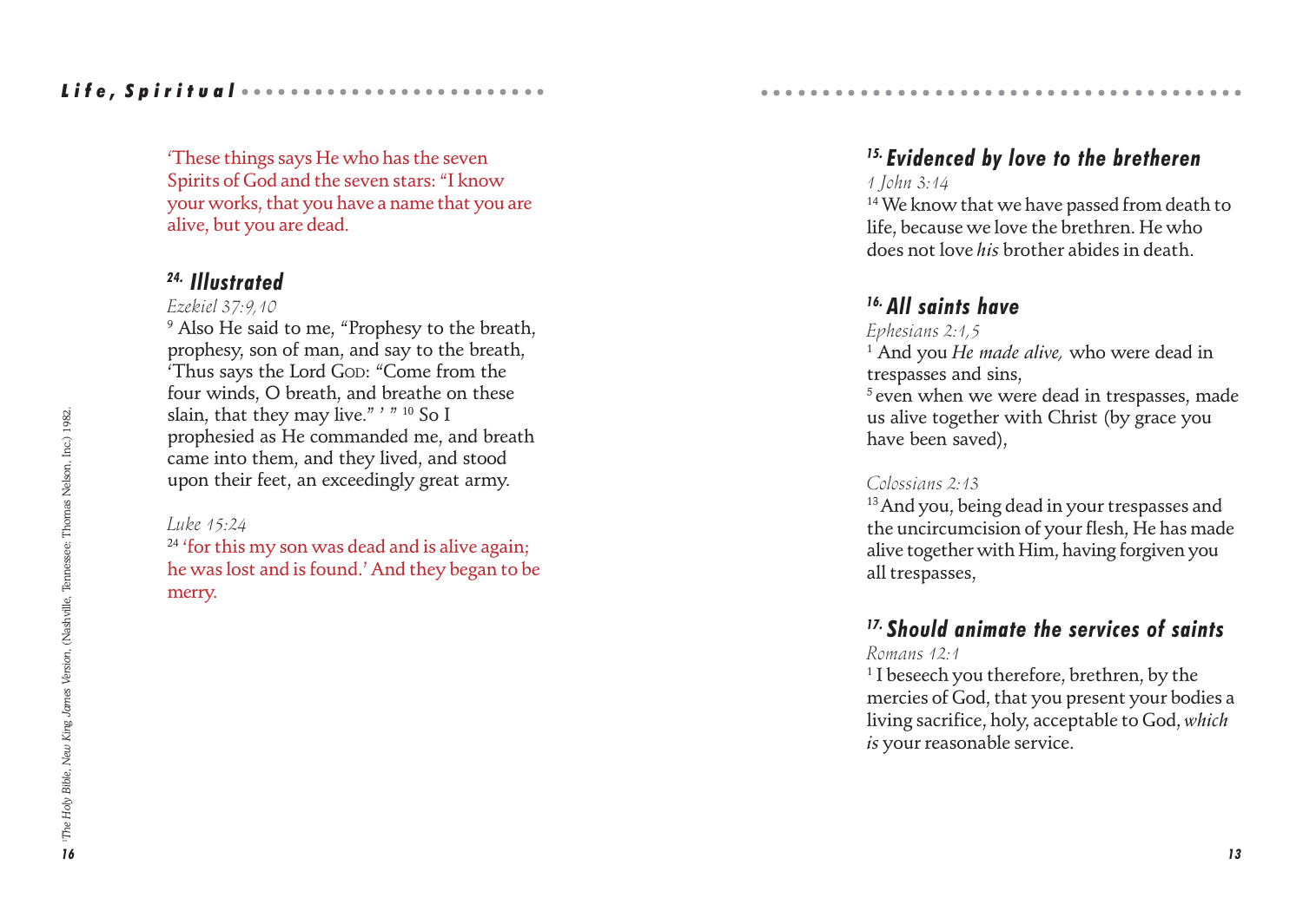'These things says He who has the seven Spirits of God and the seven stars: "I know your works, that you have a name that you are alive, but you are dead.

### 24. Illustrated

*Ezekiel 37:9,10*

[9] Also He said to me, "Prophesy to the breath, prophesy, son of man, and say to the breath, 'Thus says the Lord GOD: "Come from the four winds, O breath, and breathe on these slain, that they may live." ' " [10] So I prophesied as He commanded me, and breath came into them, and they lived, and stood upon their feet, an exceedingly great army.

*Luke 15:24*

[24] 'for this my son was dead and is alive again; he was lost and is found.' And they began to be merry.

¹*The Holy Bible, New King James Version*, (Nashville, Tennessee: Thomas Nelson, Inc.) 1982.

### 15. Evidenced by love to the bretheren

*1 John 3:14*

[14] We know that we have passed from death to life, because we love the brethren. He who does not love *his* brother abides in death.

### 16. All saints have

*Ephesians 2:1,5*

[1] And you *He made alive,* who were dead in trespasses and sins,

[5] even when we were dead in trespasses, made us alive together with Christ (by grace you have been saved),

*Colossians 2:13*

[13] And you, being dead in your trespasses and the uncircumcision of your flesh, He has made alive together with Him, having forgiven you all trespasses,

### 17. Should animate the services of saints

*Romans 12:1*

[1] I beseech you therefore, brethren, by the mercies of God, that you present your bodies a living sacrifice, holy, acceptable to God, *which is* your reasonable service.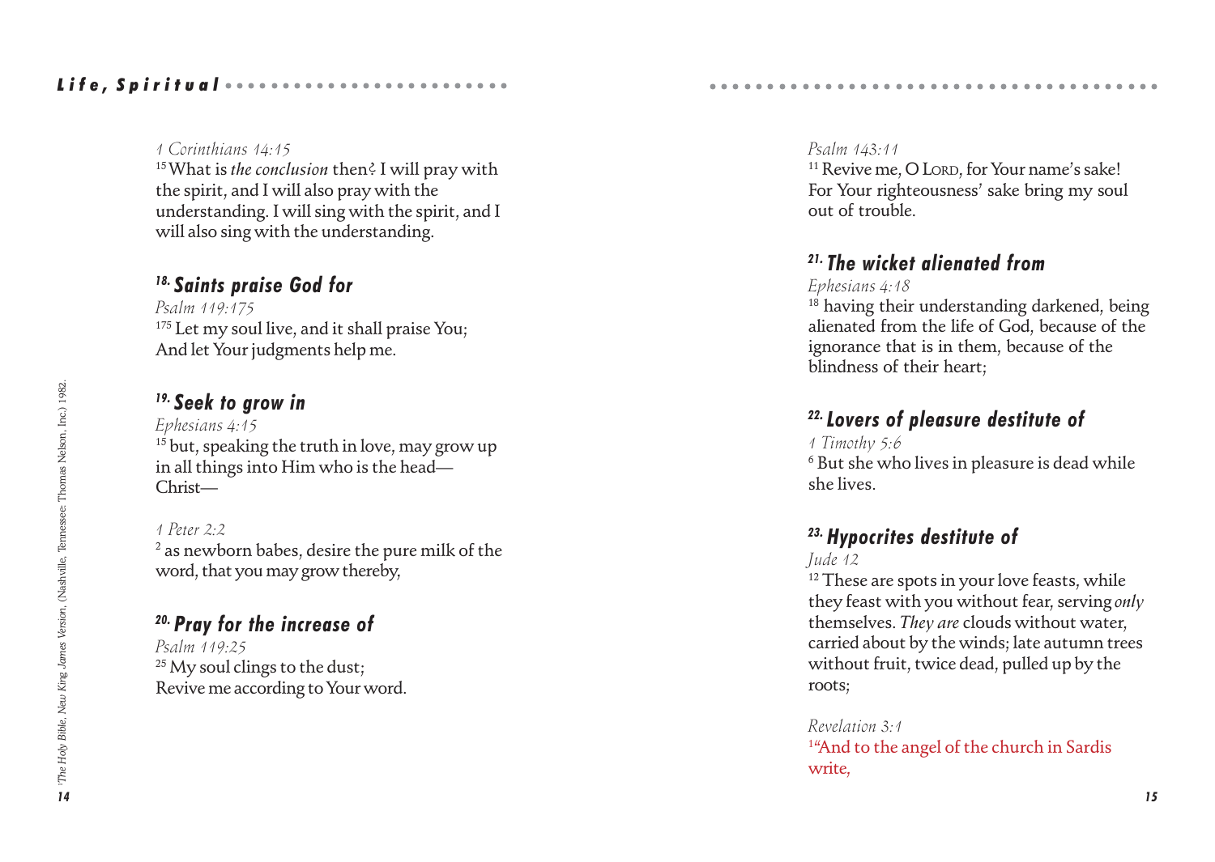*1 Corinthians 14:15*
[15] What is *the conclusion* then? I will pray with the spirit, and I will also pray with the understanding. I will sing with the spirit, and I will also sing with the understanding.

### 18. Saints praise God for

*Psalm 119:175*
[175] Let my soul live, and it shall praise You;
And let Your judgments help me.

### 19. Seek to grow in

*Ephesians 4:15*
[15] but, speaking the truth in love, may grow up in all things into Him who is the head—Christ—

*1 Peter 2:2*
[2] as newborn babes, desire the pure milk of the word, that you may grow thereby,

### 20. Pray for the increase of

*Psalm 119:25*
[25] My soul clings to the dust;
Revive me according to Your word.

*Psalm 143:11*
[11] Revive me, O LORD, for Your name's sake!
For Your righteousness' sake bring my soul out of trouble.

### 21. The wicket alienated from

*Ephesians 4:18*
[18] having their understanding darkened, being alienated from the life of God, because of the ignorance that is in them, because of the blindness of their heart;

### 22. Lovers of pleasure destitute of

*1 Timothy 5:6*
[6] But she who lives in pleasure is dead while she lives.

### 23. Hypocrites destitute of

*Jude 12*
[12] These are spots in your love feasts, while they feast with you without fear, serving *only* themselves. *They are* clouds without water, carried about by the winds; late autumn trees without fruit, twice dead, pulled up by the roots;

*Revelation 3:1*
[1] "And to the angel of the church in Sardis write,

[1] *The Holy Bible, New King James Version*, (Nashville, Tennessee: Thomas Nelson, Inc.) 1982.